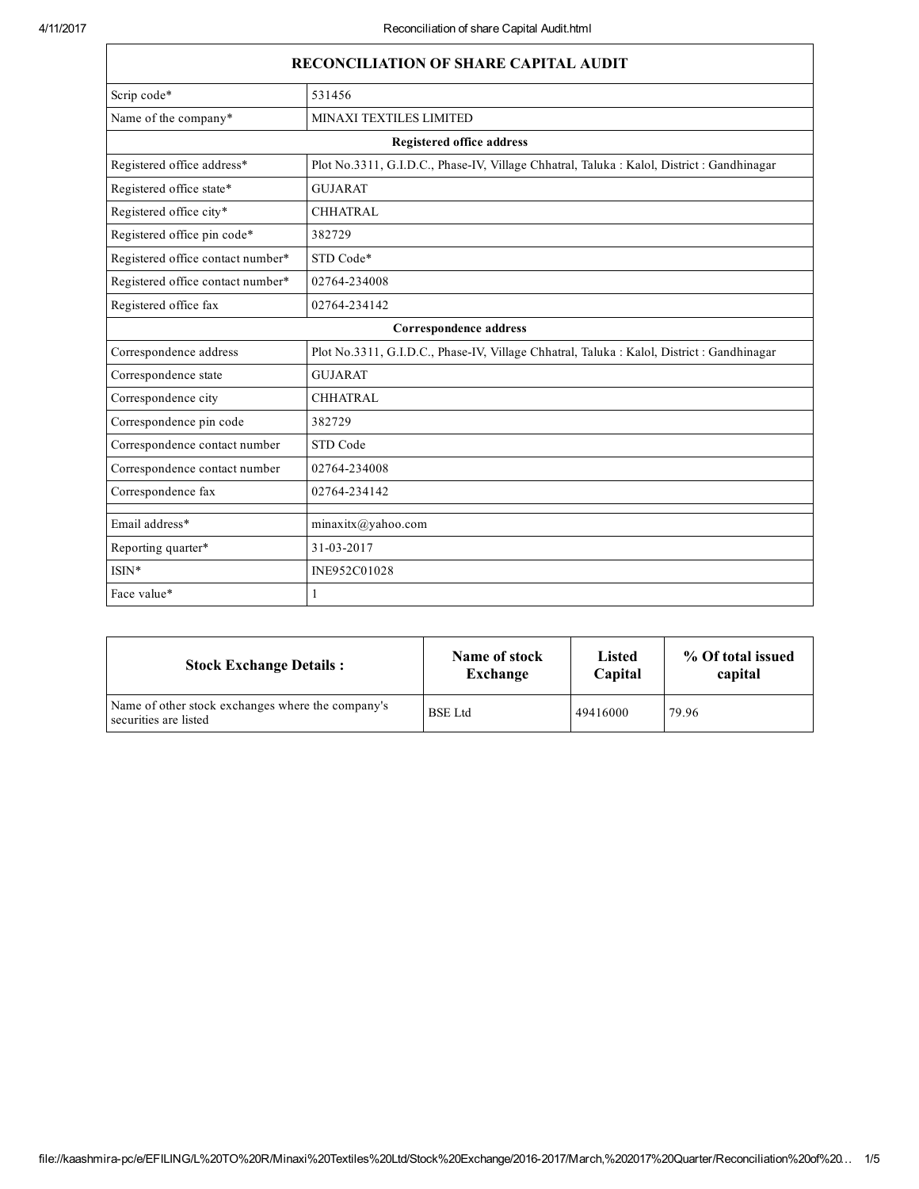| RECONCILIATION OF SHARE CAPITAL AUDIT | |
|---|---|
| Scrip code* | 531456 |
| Name of the company* | MINAXI TEXTILES LIMITED |
| **Registered office address** | |
| Registered office address* | Plot No.3311, G.I.D.C., Phase-IV, Village Chhatral, Taluka : Kalol, District : Gandhinagar |
| Registered office state* | GUJARAT |
| Registered office city* | CHHATRAL |
| Registered office pin code* | 382729 |
| Registered office contact number* | STD Code* |
| Registered office contact number* | 02764-234008 |
| Registered office fax | 02764-234142 |
| **Correspondence address** | |
| Correspondence address | Plot No.3311, G.I.D.C., Phase-IV, Village Chhatral, Taluka : Kalol, District : Gandhinagar |
| Correspondence state | GUJARAT |
| Correspondence city | CHHATRAL |
| Correspondence pin code | 382729 |
| Correspondence contact number | STD Code |
| Correspondence contact number | 02764-234008 |
| Correspondence fax | 02764-234142 |
| | |
| Email address* | minaxitx@yahoo.com |
| Reporting quarter* | 31-03-2017 |
| ISIN* | INE952C01028 |
| Face value* | 1 |

| Stock Exchange Details : | Name of stock Exchange | Listed Capital | % Of total issued capital |
|---|---|---|---|
| Name of other stock exchanges where the company's securities are listed | BSE Ltd | 49416000 | 79.96 |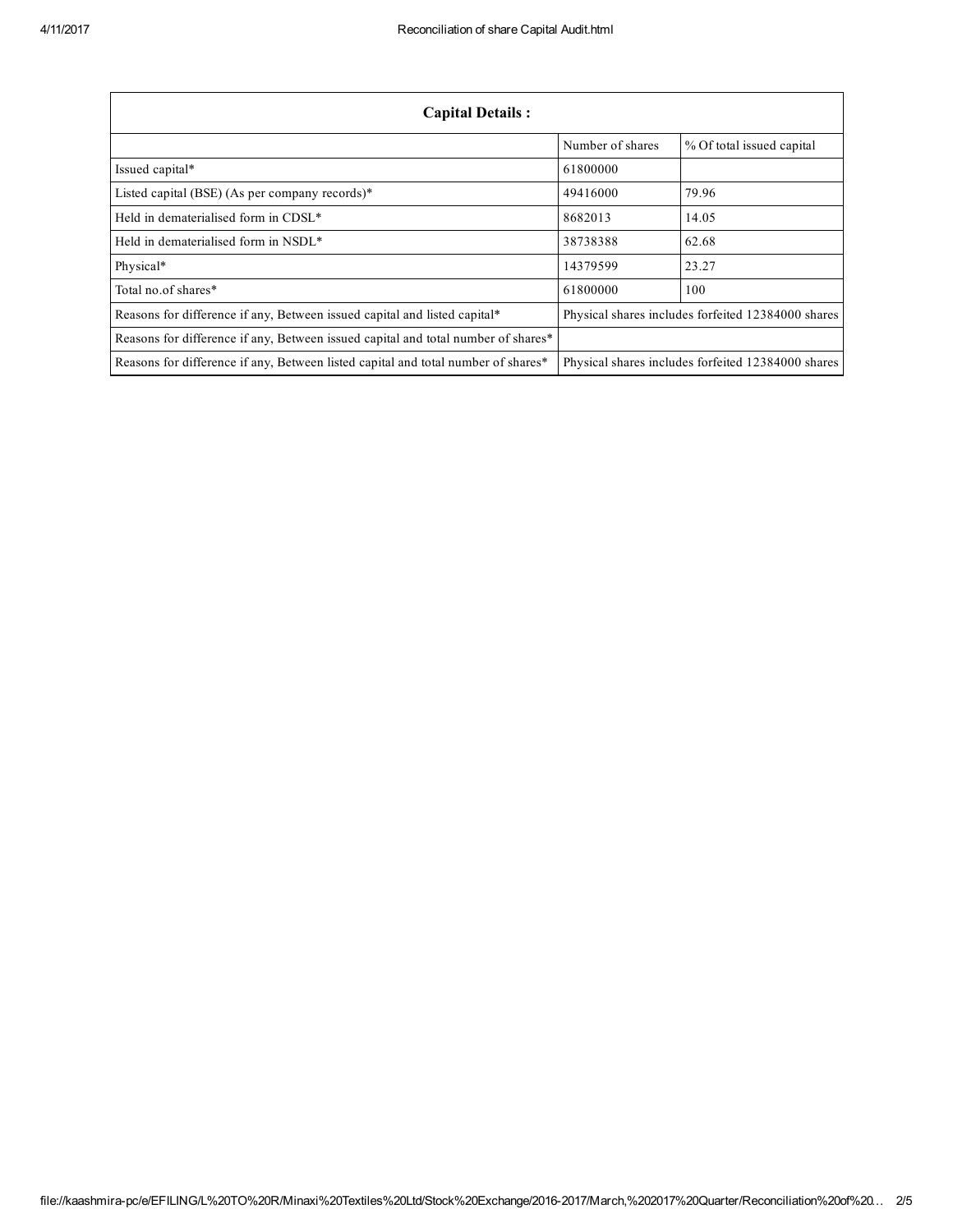| Capital Details : | | |
|---|---|---|
| | Number of shares | % Of total issued capital |
| Issued capital* | 61800000 | |
| Listed capital (BSE) (As per company records)* | 49416000 | 79.96 |
| Held in dematerialised form in CDSL* | 8682013 | 14.05 |
| Held in dematerialised form in NSDL* | 38738388 | 62.68 |
| Physical* | 14379599 | 23.27 |
| Total no.of shares* | 61800000 | 100 |
| Reasons for difference if any, Between issued capital and listed capital* | Physical shares includes forfeited 12384000 shares | |
| Reasons for difference if any, Between issued capital and total number of shares* | | |
| Reasons for difference if any, Between listed capital and total number of shares* | Physical shares includes forfeited 12384000 shares | |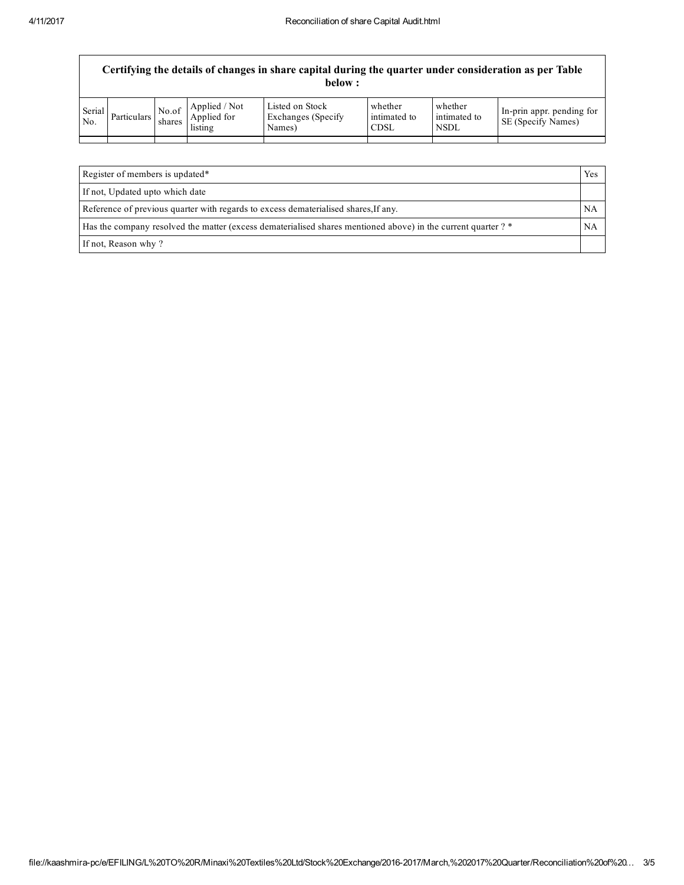| Certifying the details of changes in share capital during the quarter under consideration as per Table below : | | | | | | | |
|---|---|---|---|---|---|---|---|
| Serial No. | Particulars | No.of shares | Applied / Not Applied for listing | Listed on Stock Exchanges (Specify Names) | whether intimated to CDSL | whether intimated to NSDL | In-prin appr. pending for SE (Specify Names) |
| | | | | | | | |

| | |
|---|---|
| Register of members is updated* | Yes |
| If not, Updated upto which date | |
| Reference of previous quarter with regards to excess dematerialised shares,If any. | NA |
| Has the company resolved the matter (excess dematerialised shares mentioned above) in the current quarter ? * | NA |
| If not, Reason why ? | |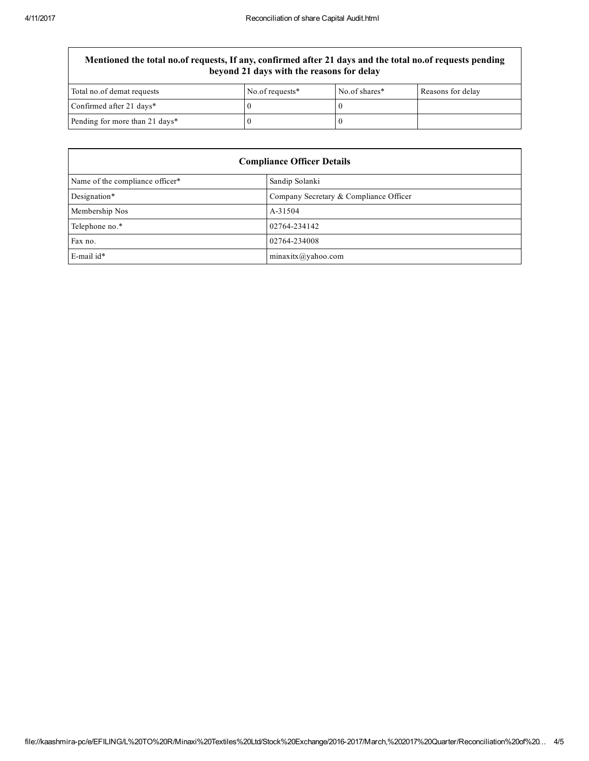| Mentioned the total no.of requests, If any, confirmed after 21 days and the total no.of requests pending beyond 21 days with the reasons for delay | | | |
|---|---|---|---|
| Total no.of demat requests | No.of requests* | No.of shares* | Reasons for delay |
| Confirmed after 21 days* | 0 | 0 | |
| Pending for more than 21 days* | 0 | 0 | |

| Compliance Officer Details | |
|---|---|
| Name of the compliance officer* | Sandip Solanki |
| Designation* | Company Secretary & Compliance Officer |
| Membership Nos | A-31504 |
| Telephone no.* | 02764-234142 |
| Fax no. | 02764-234008 |
| E-mail id* | minaxitx@yahoo.com |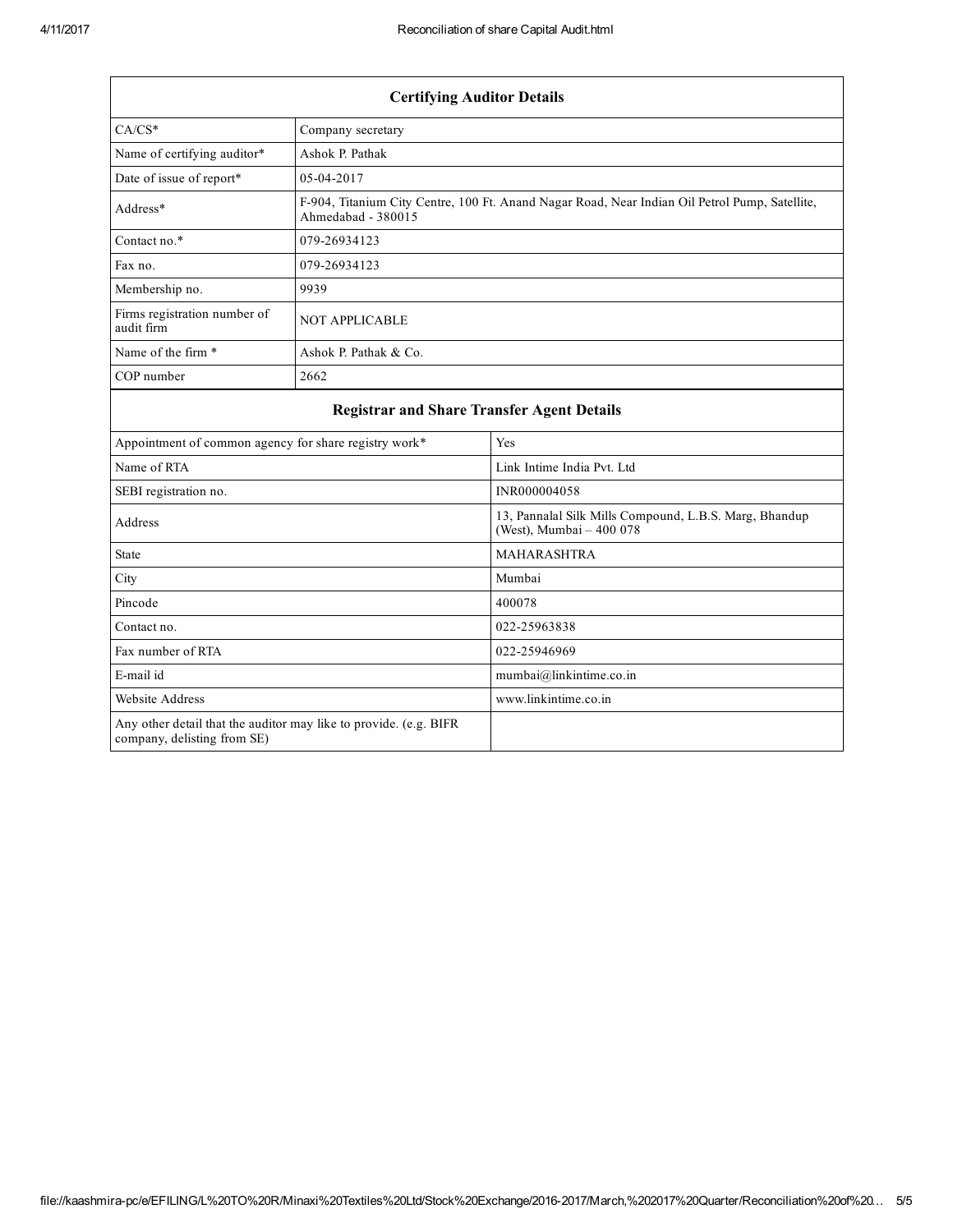## Certifying Auditor Details

| | |
|---|---|
| CA/CS* | Company secretary |
| Name of certifying auditor* | Ashok P. Pathak |
| Date of issue of report* | 05-04-2017 |
| Address* | F-904, Titanium City Centre, 100 Ft. Anand Nagar Road, Near Indian Oil Petrol Pump, Satellite, Ahmedabad - 380015 |
| Contact no.* | 079-26934123 |
| Fax no. | 079-26934123 |
| Membership no. | 9939 |
| Firms registration number of audit firm | NOT APPLICABLE |
| Name of the firm * | Ashok P. Pathak & Co. |
| COP number | 2662 |

## Registrar and Share Transfer Agent Details

| | |
|---|---|
| Appointment of common agency for share registry work* | Yes |
| Name of RTA | Link Intime India Pvt. Ltd |
| SEBI registration no. | INR000004058 |
| Address | 13, Pannalal Silk Mills Compound, L.B.S. Marg, Bhandup (West), Mumbai – 400 078 |
| State | MAHARASHTRA |
| City | Mumbai |
| Pincode | 400078 |
| Contact no. | 022-25963838 |
| Fax number of RTA | 022-25946969 |
| E-mail id | mumbai@linkintime.co.in |
| Website Address | www.linkintime.co.in |
| Any other detail that the auditor may like to provide. (e.g. BIFR company, delisting from SE) | |